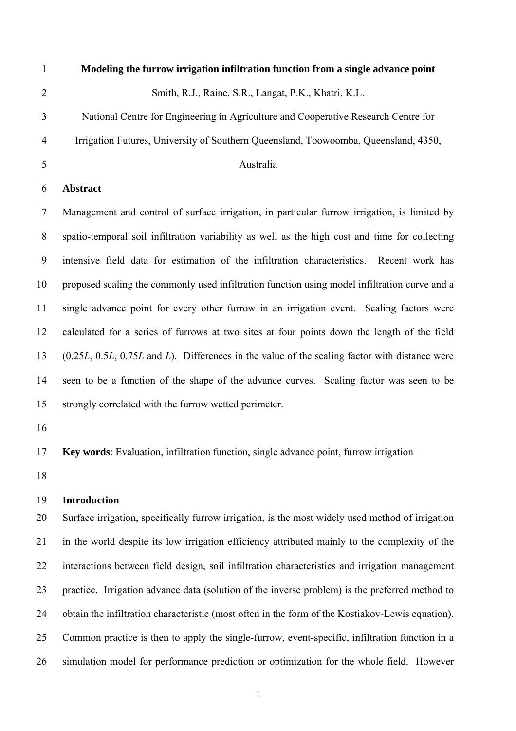# Modeling the furrow irrigation infiltration function from a single advance point

Smith, R.J., Raine, S.R., Langat, P.K., Khatri, K.L.

National Centre for Engineering in Agriculture and Cooperative Research Centre for Irrigation Futures, University of Southern Queensland, Toowoomba, Queensland, 4350, Australia

## Abstract

Management and control of surface irrigation, in particular furrow irrigation, is limited by spatio-temporal soil infiltration variability as well as the high cost and time for collecting intensive field data for estimation of the infiltration characteristics. Recent work has proposed scaling the commonly used infiltration function using model infiltration curve and a single advance point for every other furrow in an irrigation event. Scaling factors were calculated for a series of furrows at two sites at four points down the length of the field (0.25*L*, 0.5*L*, 0.75*L* and *L*). Differences in the value of the scaling factor with distance were seen to be a function of the shape of the advance curves. Scaling factor was seen to be strongly correlated with the furrow wetted perimeter.

**Key words**: Evaluation, infiltration function, single advance point, furrow irrigation

## Introduction

Surface irrigation, specifically furrow irrigation, is the most widely used method of irrigation in the world despite its low irrigation efficiency attributed mainly to the complexity of the interactions between field design, soil infiltration characteristics and irrigation management practice. Irrigation advance data (solution of the inverse problem) is the preferred method to obtain the infiltration characteristic (most often in the form of the Kostiakov-Lewis equation). Common practice is then to apply the single-furrow, event-specific, infiltration function in a simulation model for performance prediction or optimization for the whole field. However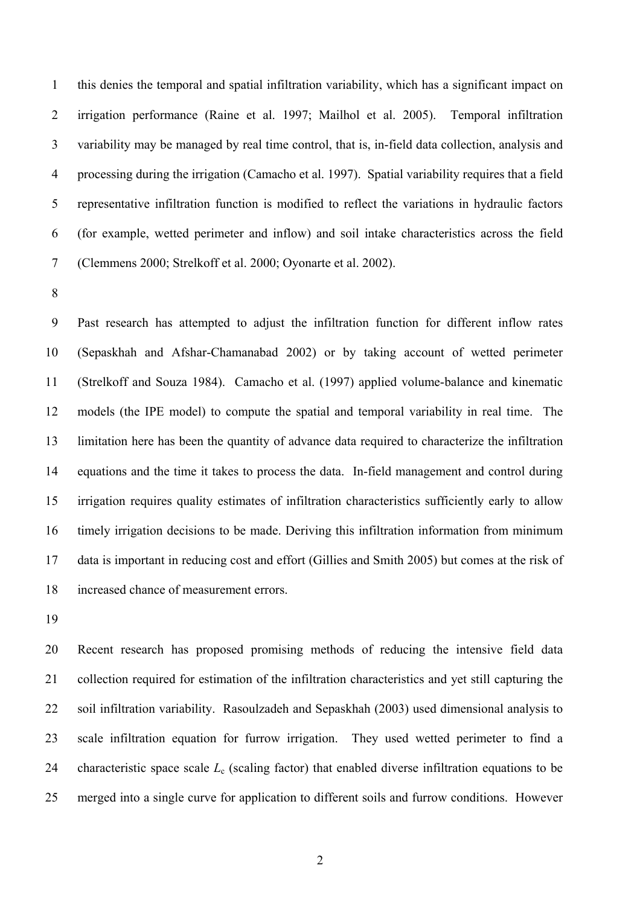this denies the temporal and spatial infiltration variability, which has a significant impact on irrigation performance (Raine et al. 1997; Mailhol et al. 2005). Temporal infiltration variability may be managed by real time control, that is, in-field data collection, analysis and processing during the irrigation (Camacho et al. 1997). Spatial variability requires that a field representative infiltration function is modified to reflect the variations in hydraulic factors (for example, wetted perimeter and inflow) and soil intake characteristics across the field (Clemmens 2000; Strelkoff et al. 2000; Oyonarte et al. 2002).

Past research has attempted to adjust the infiltration function for different inflow rates (Sepaskhah and Afshar-Chamanabad 2002) or by taking account of wetted perimeter (Strelkoff and Souza 1984). Camacho et al. (1997) applied volume-balance and kinematic models (the IPE model) to compute the spatial and temporal variability in real time. The limitation here has been the quantity of advance data required to characterize the infiltration equations and the time it takes to process the data. In-field management and control during irrigation requires quality estimates of infiltration characteristics sufficiently early to allow timely irrigation decisions to be made. Deriving this infiltration information from minimum data is important in reducing cost and effort (Gillies and Smith 2005) but comes at the risk of increased chance of measurement errors.

Recent research has proposed promising methods of reducing the intensive field data collection required for estimation of the infiltration characteristics and yet still capturing the soil infiltration variability. Rasoulzadeh and Sepaskhah (2003) used dimensional analysis to scale infiltration equation for furrow irrigation. They used wetted perimeter to find a characteristic space scale $L_c$ (scaling factor) that enabled diverse infiltration equations to be merged into a single curve for application to different soils and furrow conditions. However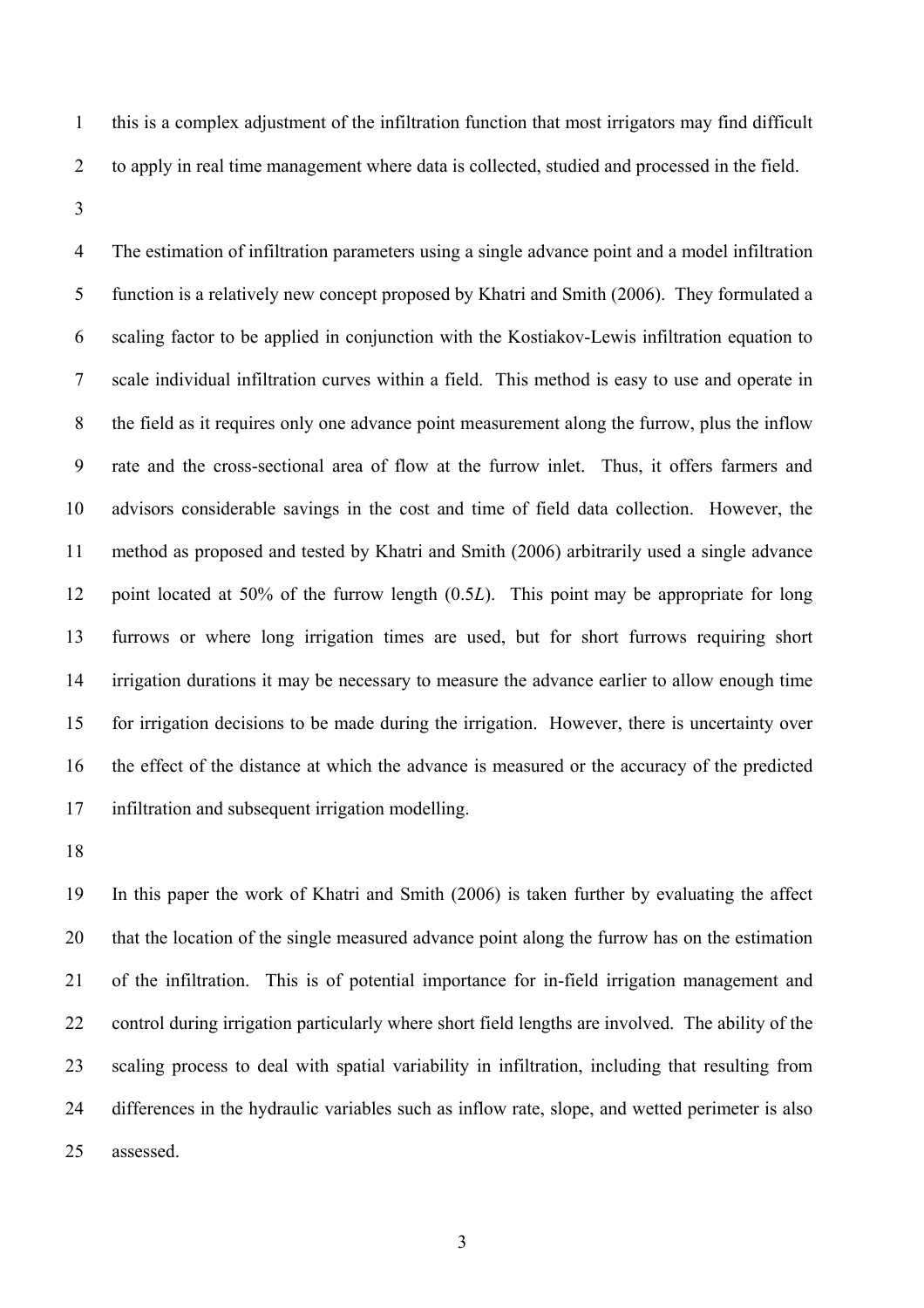this is a complex adjustment of the infiltration function that most irrigators may find difficult to apply in real time management where data is collected, studied and processed in the field.

The estimation of infiltration parameters using a single advance point and a model infiltration function is a relatively new concept proposed by Khatri and Smith (2006). They formulated a scaling factor to be applied in conjunction with the Kostiakov-Lewis infiltration equation to scale individual infiltration curves within a field. This method is easy to use and operate in the field as it requires only one advance point measurement along the furrow, plus the inflow rate and the cross-sectional area of flow at the furrow inlet. Thus, it offers farmers and advisors considerable savings in the cost and time of field data collection. However, the method as proposed and tested by Khatri and Smith (2006) arbitrarily used a single advance point located at 50% of the furrow length (0.5*L*). This point may be appropriate for long furrows or where long irrigation times are used, but for short furrows requiring short irrigation durations it may be necessary to measure the advance earlier to allow enough time for irrigation decisions to be made during the irrigation. However, there is uncertainty over the effect of the distance at which the advance is measured or the accuracy of the predicted infiltration and subsequent irrigation modelling.

In this paper the work of Khatri and Smith (2006) is taken further by evaluating the affect that the location of the single measured advance point along the furrow has on the estimation of the infiltration. This is of potential importance for in-field irrigation management and control during irrigation particularly where short field lengths are involved. The ability of the scaling process to deal with spatial variability in infiltration, including that resulting from differences in the hydraulic variables such as inflow rate, slope, and wetted perimeter is also assessed.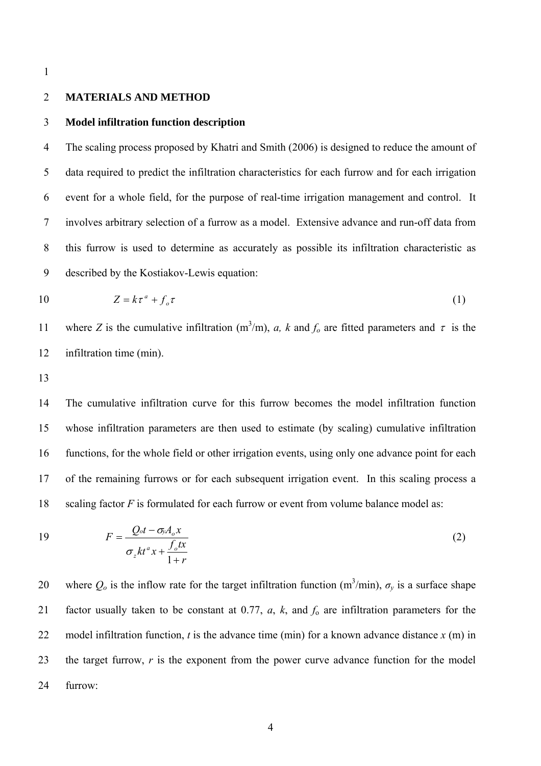## MATERIALS AND METHOD

### Model infiltration function description

The scaling process proposed by Khatri and Smith (2006) is designed to reduce the amount of data required to predict the infiltration characteristics for each furrow and for each irrigation event for a whole field, for the purpose of real-time irrigation management and control. It involves arbitrary selection of a furrow as a model. Extensive advance and run-off data from this furrow is used to determine as accurately as possible its infiltration characteristic as described by the Kostiakov-Lewis equation:

$$Z = k\tau^{a} + f_{o}\tau \tag{1}$$

where $Z$ is the cumulative infiltration ($m^3/m$), $a$, $k$ and $f_o$ are fitted parameters and $\tau$ is the infiltration time (min).

The cumulative infiltration curve for this furrow becomes the model infiltration function whose infiltration parameters are then used to estimate (by scaling) cumulative infiltration functions, for the whole field or other irrigation events, using only one advance point for each of the remaining furrows or for each subsequent irrigation event. In this scaling process a scaling factor $F$ is formulated for each furrow or event from volume balance model as:

$$F = \frac{Q_o t - \sigma_y A_o x}{\sigma_z k t^{a} x + \dfrac{f_o t x}{1 + r}} \tag{2}$$

where $Q_o$ is the inflow rate for the target infiltration function ($m^3/min$), $\sigma_y$ is a surface shape factor usually taken to be constant at 0.77, $a$, $k$, and $f_o$ are infiltration parameters for the model infiltration function, $t$ is the advance time (min) for a known advance distance $x$ (m) in the target furrow, $r$ is the exponent from the power curve advance function for the model furrow: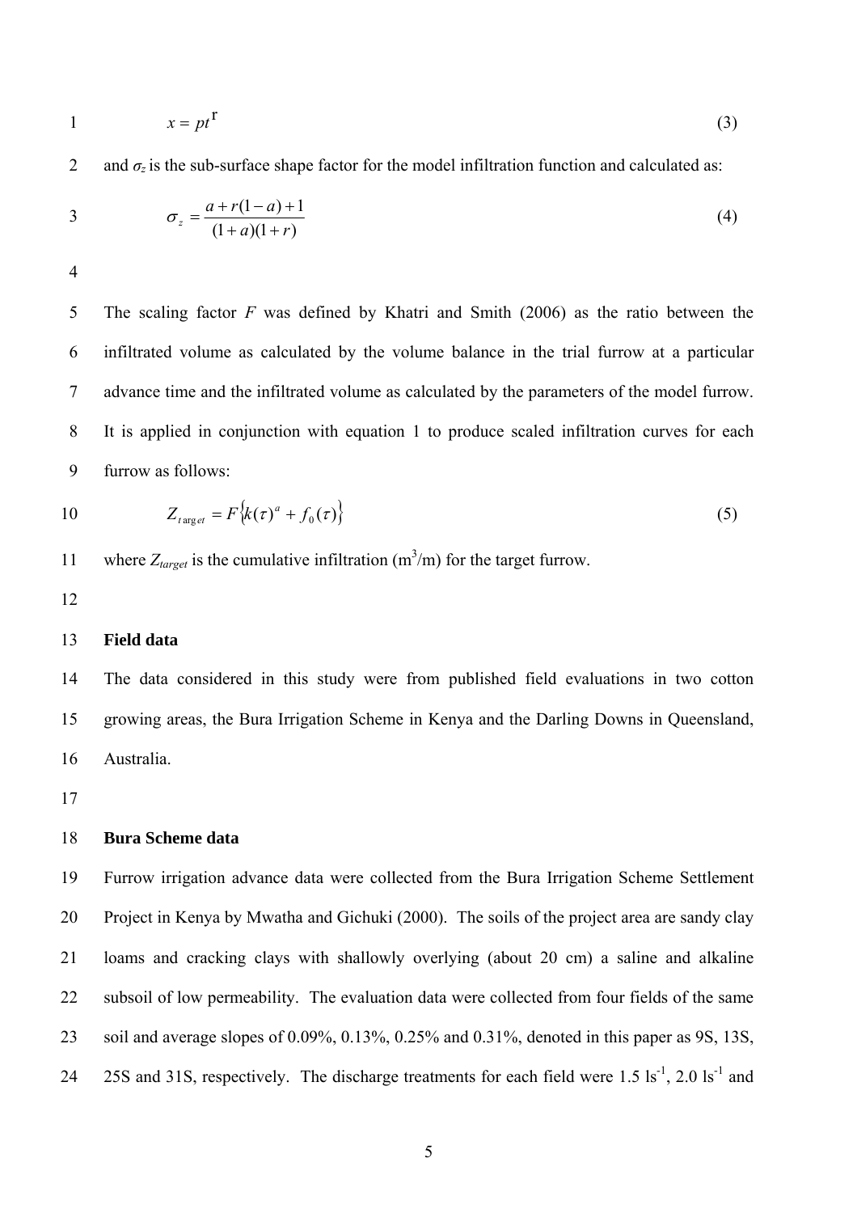$$x = pt^{r} \tag{3}$$

and $\sigma_z$ is the sub-surface shape factor for the model infiltration function and calculated as:

$$\sigma_z = \frac{a + r(1-a) + 1}{(1+a)(1+r)} \tag{4}$$

The scaling factor $F$ was defined by Khatri and Smith (2006) as the ratio between the infiltrated volume as calculated by the volume balance in the trial furrow at a particular advance time and the infiltrated volume as calculated by the parameters of the model furrow. It is applied in conjunction with equation 1 to produce scaled infiltration curves for each furrow as follows:

$$Z_{target} = F\left\{k(\tau)^{a} + f_0(\tau)\right\} \tag{5}$$

where $Z_{target}$ is the cumulative infiltration ($m^3/m$) for the target furrow.

## Field data

The data considered in this study were from published field evaluations in two cotton growing areas, the Bura Irrigation Scheme in Kenya and the Darling Downs in Queensland, Australia.

## Bura Scheme data

Furrow irrigation advance data were collected from the Bura Irrigation Scheme Settlement Project in Kenya by Mwatha and Gichuki (2000). The soils of the project area are sandy clay loams and cracking clays with shallowly overlying (about 20 cm) a saline and alkaline subsoil of low permeability. The evaluation data were collected from four fields of the same soil and average slopes of 0.09%, 0.13%, 0.25% and 0.31%, denoted in this paper as 9S, 13S, 25S and 31S, respectively. The discharge treatments for each field were 1.5 $ls^{-1}$, 2.0 $ls^{-1}$ and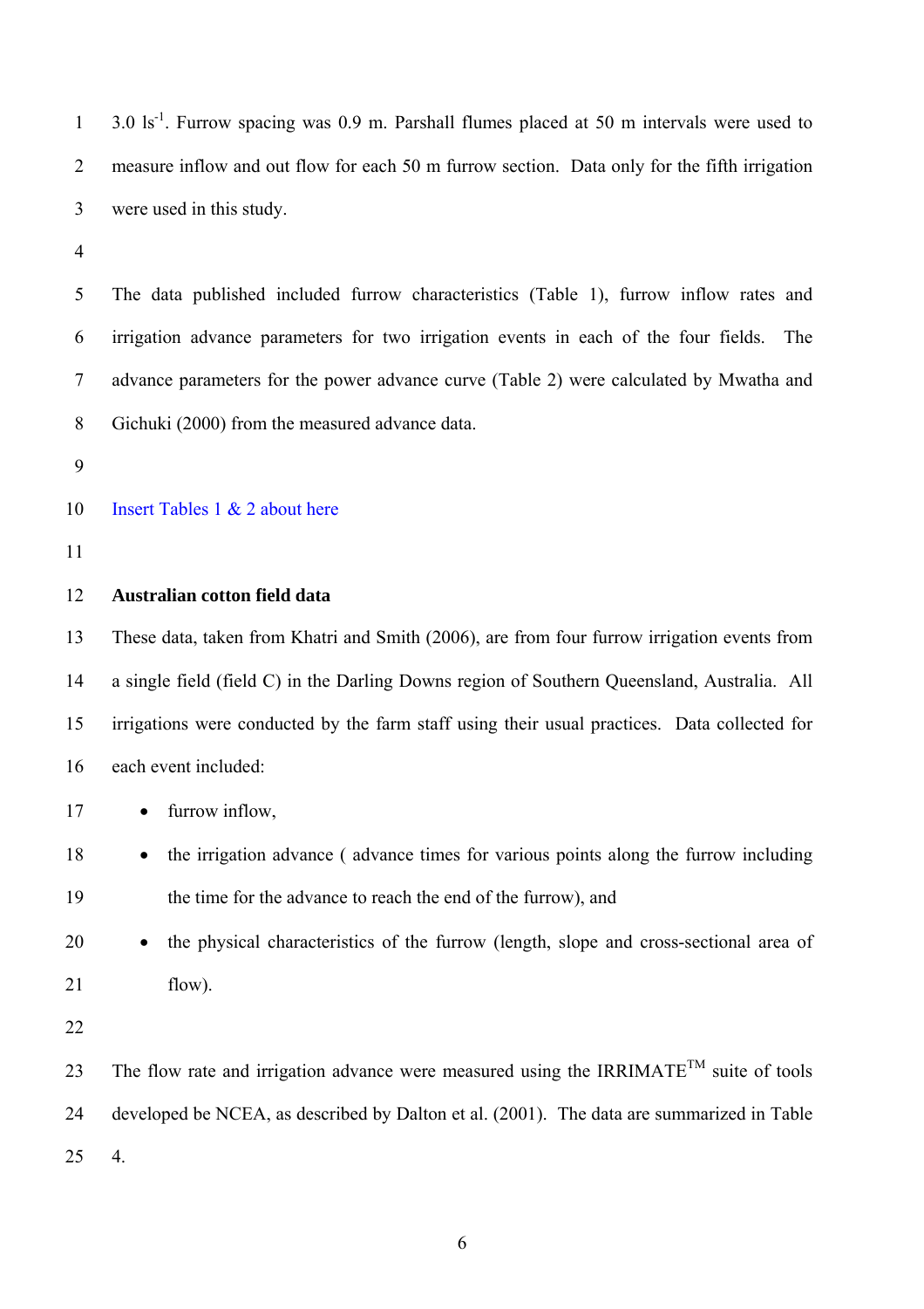3.0 $ls^{-1}$. Furrow spacing was 0.9 m. Parshall flumes placed at 50 m intervals were used to measure inflow and out flow for each 50 m furrow section. Data only for the fifth irrigation were used in this study.

The data published included furrow characteristics (Table 1), furrow inflow rates and irrigation advance parameters for two irrigation events in each of the four fields. The advance parameters for the power advance curve (Table 2) were calculated by Mwatha and Gichuki (2000) from the measured advance data.

Insert Tables 1 & 2 about here

**Australian cotton field data**

These data, taken from Khatri and Smith (2006), are from four furrow irrigation events from a single field (field C) in the Darling Downs region of Southern Queensland, Australia. All irrigations were conducted by the farm staff using their usual practices. Data collected for each event included:

- furrow inflow,
- the irrigation advance ( advance times for various points along the furrow including the time for the advance to reach the end of the furrow), and
- the physical characteristics of the furrow (length, slope and cross-sectional area of flow).

The flow rate and irrigation advance were measured using the IRRIMATE™ suite of tools developed be NCEA, as described by Dalton et al. (2001). The data are summarized in Table 4.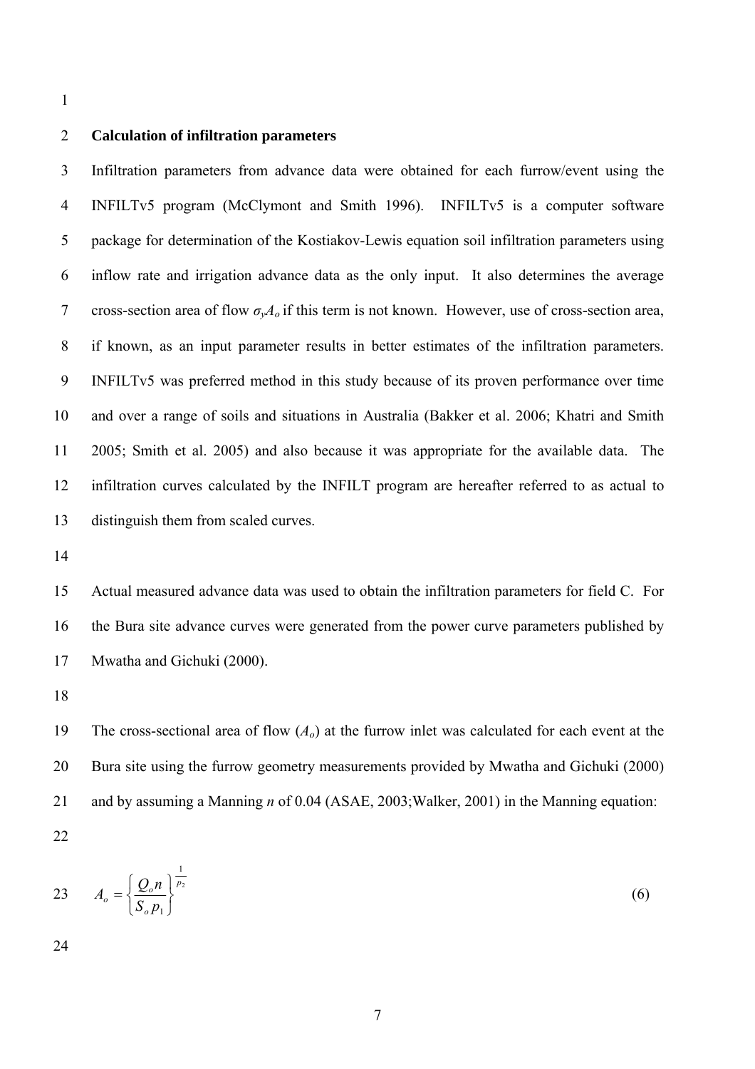## Calculation of infiltration parameters

Infiltration parameters from advance data were obtained for each furrow/event using the INFILTv5 program (McClymont and Smith 1996). INFILTv5 is a computer software package for determination of the Kostiakov-Lewis equation soil infiltration parameters using inflow rate and irrigation advance data as the only input. It also determines the average cross-section area of flow $\sigma_y A_o$ if this term is not known. However, use of cross-section area, if known, as an input parameter results in better estimates of the infiltration parameters. INFILTv5 was preferred method in this study because of its proven performance over time and over a range of soils and situations in Australia (Bakker et al. 2006; Khatri and Smith 2005; Smith et al. 2005) and also because it was appropriate for the available data. The infiltration curves calculated by the INFILT program are hereafter referred to as actual to distinguish them from scaled curves.

Actual measured advance data was used to obtain the infiltration parameters for field C. For the Bura site advance curves were generated from the power curve parameters published by Mwatha and Gichuki (2000).

The cross-sectional area of flow ($A_o$) at the furrow inlet was calculated for each event at the Bura site using the furrow geometry measurements provided by Mwatha and Gichuki (2000) and by assuming a Manning $n$ of 0.04 (ASAE, 2003;Walker, 2001) in the Manning equation:

$$A_o = \left\{ \frac{Q_o n}{S_o p_1} \right\}^{\frac{1}{p_2}} \tag{6}$$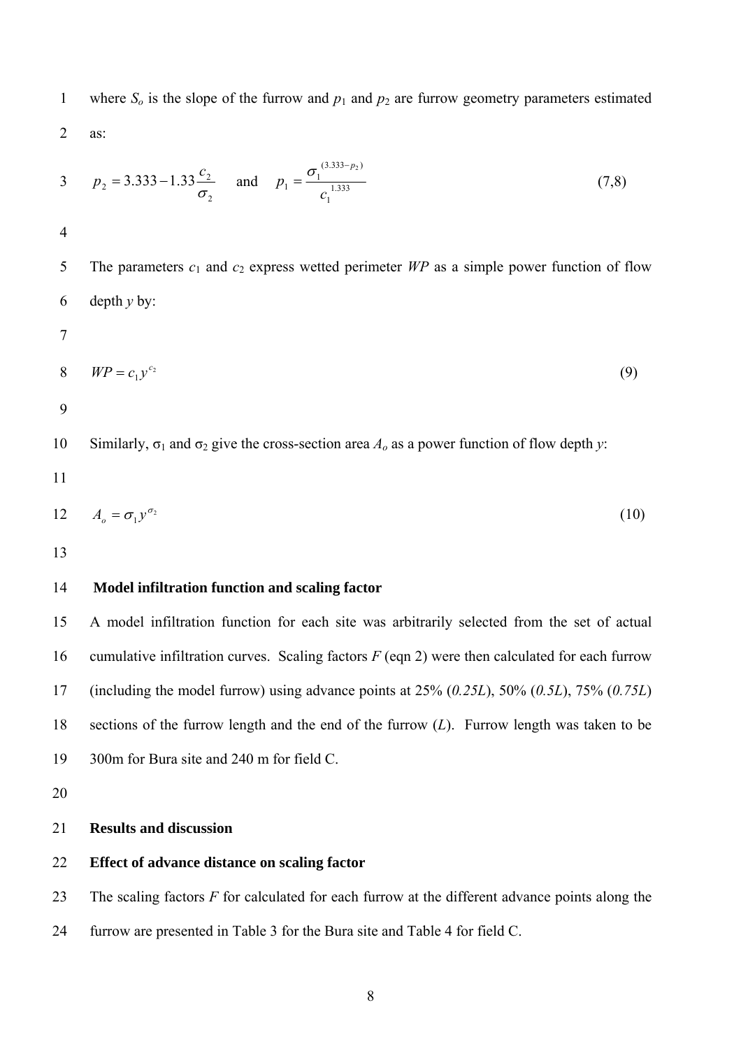where $S_o$ is the slope of the furrow and $p_1$ and $p_2$ are furrow geometry parameters estimated as:

$$p_2 = 3.333 - 1.33\frac{c_2}{\sigma_2} \quad \text{and} \quad p_1 = \frac{\sigma_1^{(3.333-p_2)}}{c_1^{1.333}} \qquad (7,8)$$

The parameters $c_1$ and $c_2$ express wetted perimeter *WP* as a simple power function of flow depth *y* by:

$$WP = c_1 y^{c_2} \qquad (9)$$

Similarly, $\sigma_1$ and $\sigma_2$ give the cross-section area $A_o$ as a power function of flow depth *y*:

$$A_o = \sigma_1 y^{\sigma_2} \qquad (10)$$

### Model infiltration function and scaling factor

A model infiltration function for each site was arbitrarily selected from the set of actual cumulative infiltration curves. Scaling factors *F* (eqn 2) were then calculated for each furrow (including the model furrow) using advance points at 25% (*0.25L*), 50% (*0.5L*), 75% (*0.75L*) sections of the furrow length and the end of the furrow (*L*). Furrow length was taken to be 300m for Bura site and 240 m for field C.

## Results and discussion

### Effect of advance distance on scaling factor

The scaling factors *F* for calculated for each furrow at the different advance points along the furrow are presented in Table 3 for the Bura site and Table 4 for field C.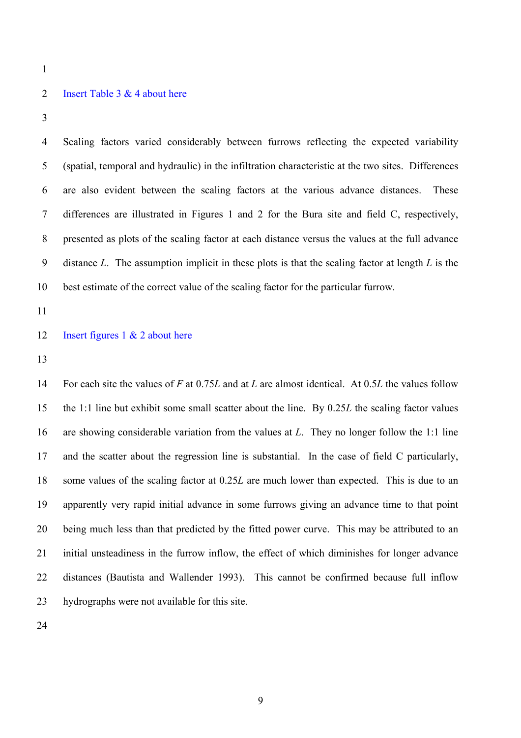Insert Table 3 & 4 about here

Scaling factors varied considerably between furrows reflecting the expected variability (spatial, temporal and hydraulic) in the infiltration characteristic at the two sites. Differences are also evident between the scaling factors at the various advance distances. These differences are illustrated in Figures 1 and 2 for the Bura site and field C, respectively, presented as plots of the scaling factor at each distance versus the values at the full advance distance $L$. The assumption implicit in these plots is that the scaling factor at length $L$ is the best estimate of the correct value of the scaling factor for the particular furrow.

Insert figures 1 & 2 about here

For each site the values of $F$ at $0.75L$ and at $L$ are almost identical. At $0.5L$ the values follow the 1:1 line but exhibit some small scatter about the line. By $0.25L$ the scaling factor values are showing considerable variation from the values at $L$. They no longer follow the 1:1 line and the scatter about the regression line is substantial. In the case of field C particularly, some values of the scaling factor at $0.25L$ are much lower than expected. This is due to an apparently very rapid initial advance in some furrows giving an advance time to that point being much less than that predicted by the fitted power curve. This may be attributed to an initial unsteadiness in the furrow inflow, the effect of which diminishes for longer advance distances (Bautista and Wallender 1993). This cannot be confirmed because full inflow hydrographs were not available for this site.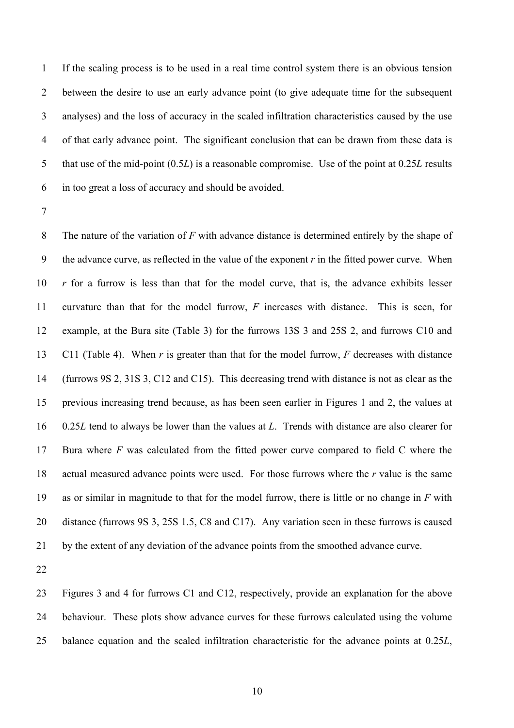If the scaling process is to be used in a real time control system there is an obvious tension between the desire to use an early advance point (to give adequate time for the subsequent analyses) and the loss of accuracy in the scaled infiltration characteristics caused by the use of that early advance point. The significant conclusion that can be drawn from these data is that use of the mid-point (0.5*L*) is a reasonable compromise. Use of the point at 0.25*L* results in too great a loss of accuracy and should be avoided.

The nature of the variation of *F* with advance distance is determined entirely by the shape of the advance curve, as reflected in the value of the exponent *r* in the fitted power curve. When *r* for a furrow is less than that for the model curve, that is, the advance exhibits lesser curvature than that for the model furrow, *F* increases with distance. This is seen, for example, at the Bura site (Table 3) for the furrows 13S 3 and 25S 2, and furrows C10 and C11 (Table 4). When *r* is greater than that for the model furrow, *F* decreases with distance (furrows 9S 2, 31S 3, C12 and C15). This decreasing trend with distance is not as clear as the previous increasing trend because, as has been seen earlier in Figures 1 and 2, the values at 0.25*L* tend to always be lower than the values at *L*. Trends with distance are also clearer for Bura where *F* was calculated from the fitted power curve compared to field C where the actual measured advance points were used. For those furrows where the *r* value is the same as or similar in magnitude to that for the model furrow, there is little or no change in *F* with distance (furrows 9S 3, 25S 1.5, C8 and C17). Any variation seen in these furrows is caused by the extent of any deviation of the advance points from the smoothed advance curve.

Figures 3 and 4 for furrows C1 and C12, respectively, provide an explanation for the above behaviour. These plots show advance curves for these furrows calculated using the volume balance equation and the scaled infiltration characteristic for the advance points at 0.25*L*,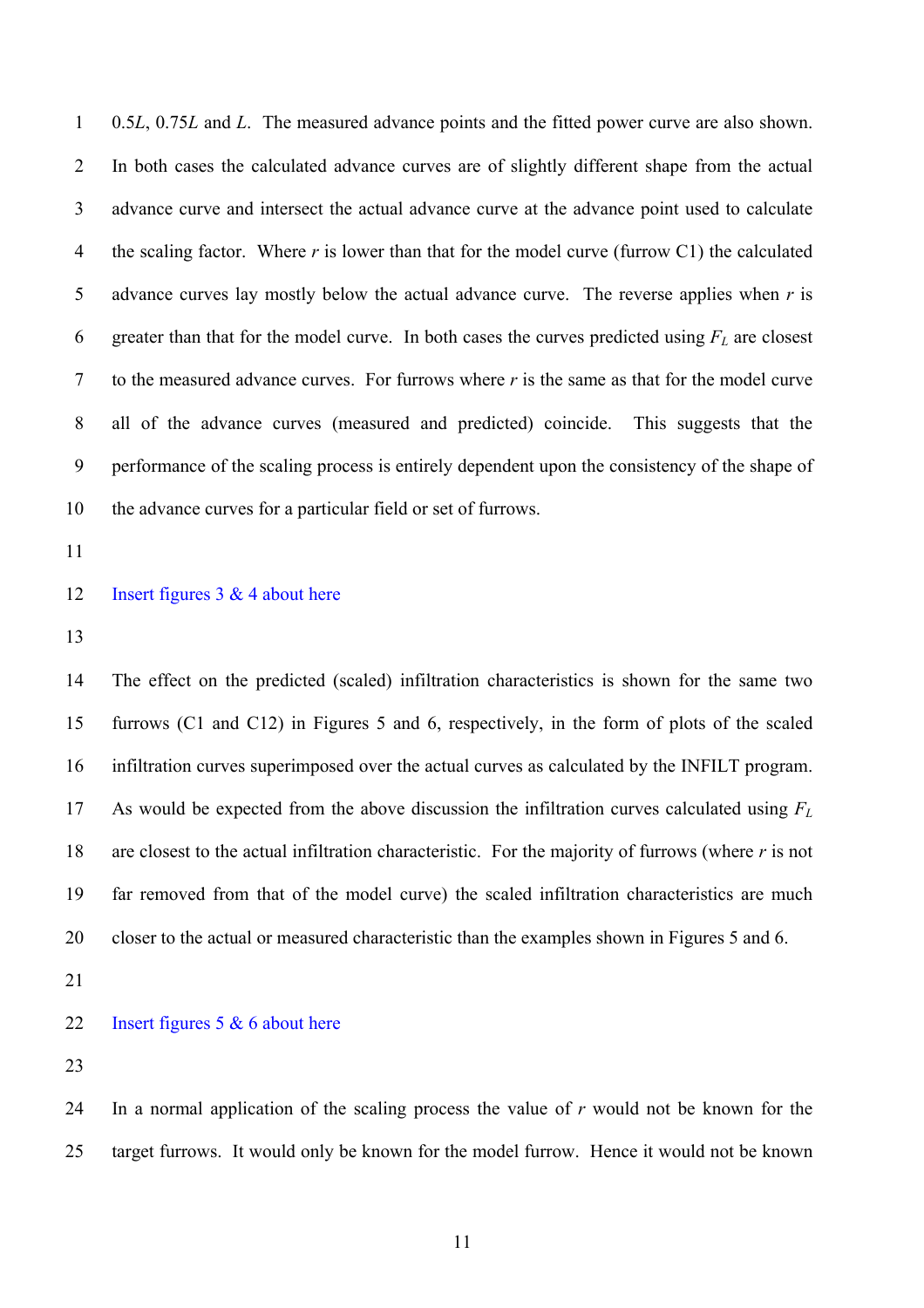0.5$L$, 0.75$L$ and $L$. The measured advance points and the fitted power curve are also shown. In both cases the calculated advance curves are of slightly different shape from the actual advance curve and intersect the actual advance curve at the advance point used to calculate the scaling factor. Where $r$ is lower than that for the model curve (furrow C1) the calculated advance curves lay mostly below the actual advance curve. The reverse applies when $r$ is greater than that for the model curve. In both cases the curves predicted using $F_L$ are closest to the measured advance curves. For furrows where $r$ is the same as that for the model curve all of the advance curves (measured and predicted) coincide. This suggests that the performance of the scaling process is entirely dependent upon the consistency of the shape of the advance curves for a particular field or set of furrows.

Insert figures 3 & 4 about here

The effect on the predicted (scaled) infiltration characteristics is shown for the same two furrows (C1 and C12) in Figures 5 and 6, respectively, in the form of plots of the scaled infiltration curves superimposed over the actual curves as calculated by the INFILT program. As would be expected from the above discussion the infiltration curves calculated using $F_L$ are closest to the actual infiltration characteristic. For the majority of furrows (where $r$ is not far removed from that of the model curve) the scaled infiltration characteristics are much closer to the actual or measured characteristic than the examples shown in Figures 5 and 6.

Insert figures 5 & 6 about here

In a normal application of the scaling process the value of $r$ would not be known for the target furrows. It would only be known for the model furrow. Hence it would not be known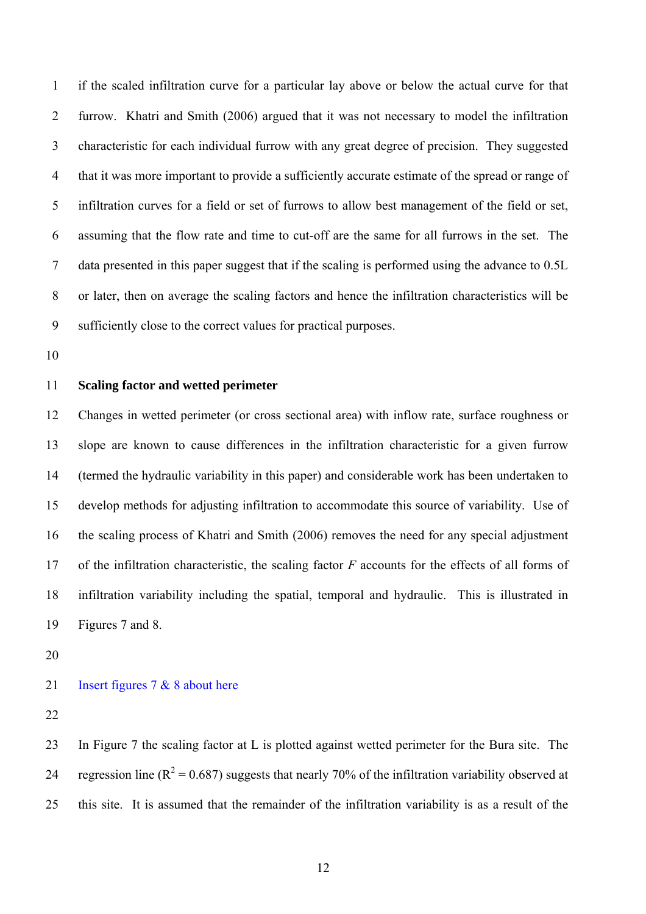if the scaled infiltration curve for a particular lay above or below the actual curve for that furrow. Khatri and Smith (2006) argued that it was not necessary to model the infiltration characteristic for each individual furrow with any great degree of precision. They suggested that it was more important to provide a sufficiently accurate estimate of the spread or range of infiltration curves for a field or set of furrows to allow best management of the field or set, assuming that the flow rate and time to cut-off are the same for all furrows in the set. The data presented in this paper suggest that if the scaling is performed using the advance to 0.5L or later, then on average the scaling factors and hence the infiltration characteristics will be sufficiently close to the correct values for practical purposes.

**Scaling factor and wetted perimeter**

Changes in wetted perimeter (or cross sectional area) with inflow rate, surface roughness or slope are known to cause differences in the infiltration characteristic for a given furrow (termed the hydraulic variability in this paper) and considerable work has been undertaken to develop methods for adjusting infiltration to accommodate this source of variability. Use of the scaling process of Khatri and Smith (2006) removes the need for any special adjustment of the infiltration characteristic, the scaling factor $F$ accounts for the effects of all forms of infiltration variability including the spatial, temporal and hydraulic. This is illustrated in Figures 7 and 8.

Insert figures 7 & 8 about here

In Figure 7 the scaling factor at L is plotted against wetted perimeter for the Bura site. The regression line ($R^2 = 0.687$) suggests that nearly 70% of the infiltration variability observed at this site. It is assumed that the remainder of the infiltration variability is as a result of the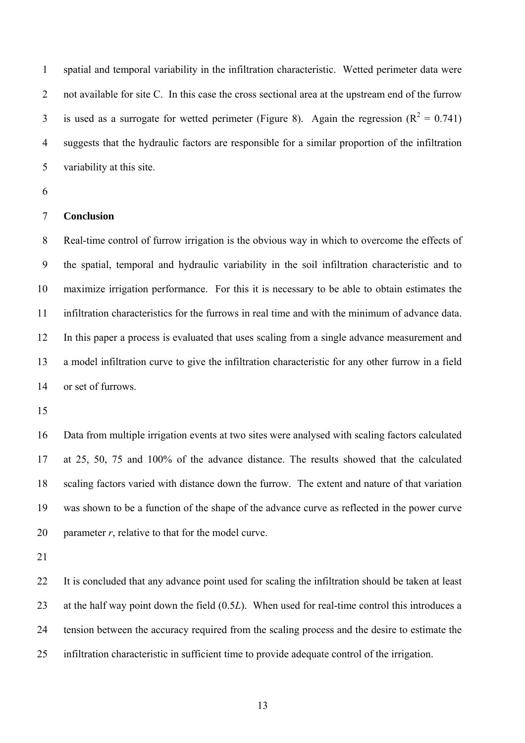spatial and temporal variability in the infiltration characteristic. Wetted perimeter data were not available for site C. In this case the cross sectional area at the upstream end of the furrow is used as a surrogate for wetted perimeter (Figure 8). Again the regression ($R^2$ = 0.741) suggests that the hydraulic factors are responsible for a similar proportion of the infiltration variability at this site.

## Conclusion

Real-time control of furrow irrigation is the obvious way in which to overcome the effects of the spatial, temporal and hydraulic variability in the soil infiltration characteristic and to maximize irrigation performance. For this it is necessary to be able to obtain estimates the infiltration characteristics for the furrows in real time and with the minimum of advance data. In this paper a process is evaluated that uses scaling from a single advance measurement and a model infiltration curve to give the infiltration characteristic for any other furrow in a field or set of furrows.

Data from multiple irrigation events at two sites were analysed with scaling factors calculated at 25, 50, 75 and 100% of the advance distance. The results showed that the calculated scaling factors varied with distance down the furrow. The extent and nature of that variation was shown to be a function of the shape of the advance curve as reflected in the power curve parameter $r$, relative to that for the model curve.

It is concluded that any advance point used for scaling the infiltration should be taken at least at the half way point down the field ($0.5L$). When used for real-time control this introduces a tension between the accuracy required from the scaling process and the desire to estimate the infiltration characteristic in sufficient time to provide adequate control of the irrigation.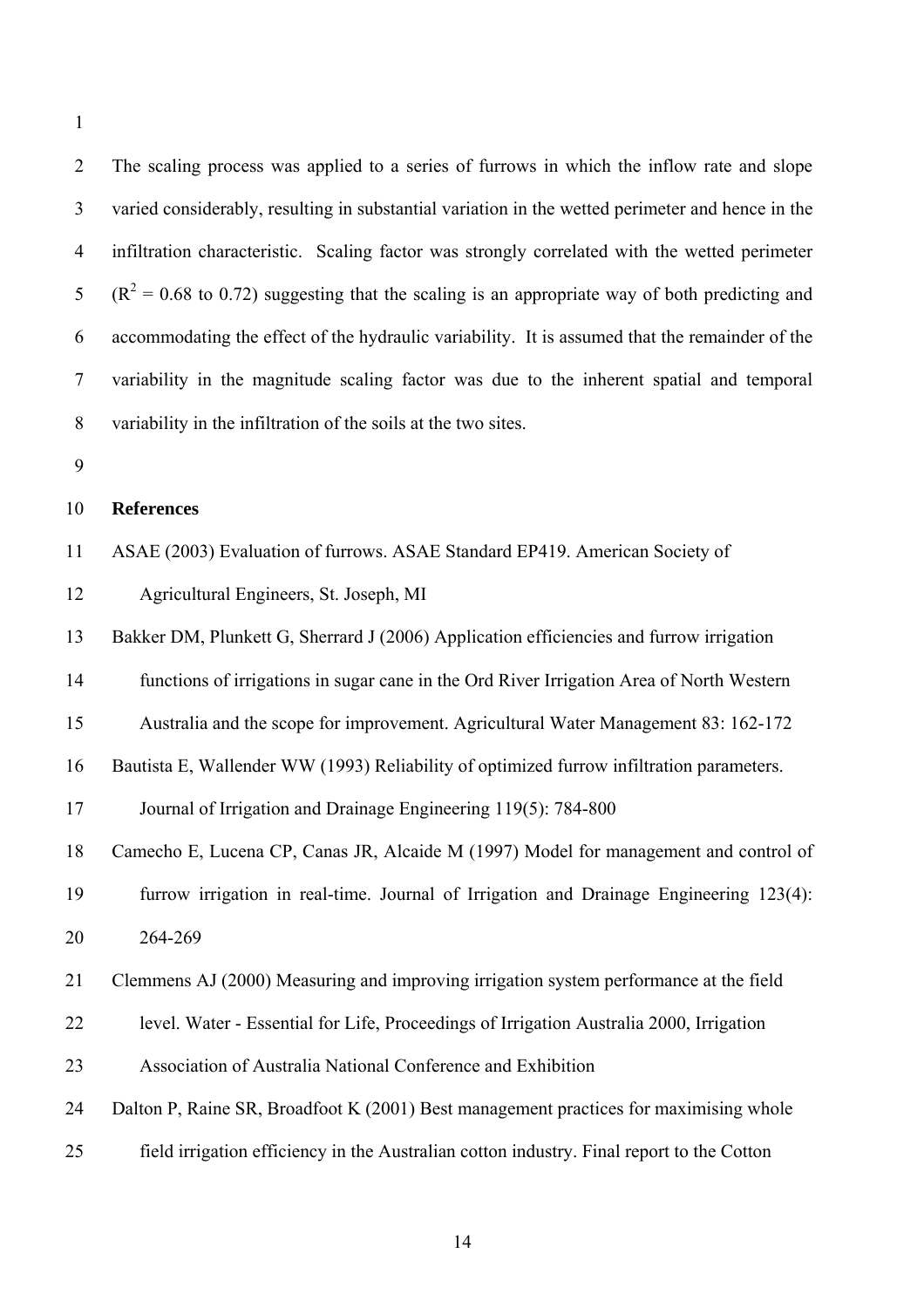The scaling process was applied to a series of furrows in which the inflow rate and slope varied considerably, resulting in substantial variation in the wetted perimeter and hence in the infiltration characteristic. Scaling factor was strongly correlated with the wetted perimeter ($R^2$ = 0.68 to 0.72) suggesting that the scaling is an appropriate way of both predicting and accommodating the effect of the hydraulic variability. It is assumed that the remainder of the variability in the magnitude scaling factor was due to the inherent spatial and temporal variability in the infiltration of the soils at the two sites.

**References**

ASAE (2003) Evaluation of furrows. ASAE Standard EP419. American Society of Agricultural Engineers, St. Joseph, MI

Bakker DM, Plunkett G, Sherrard J (2006) Application efficiencies and furrow irrigation functions of irrigations in sugar cane in the Ord River Irrigation Area of North Western Australia and the scope for improvement. Agricultural Water Management 83: 162-172

Bautista E, Wallender WW (1993) Reliability of optimized furrow infiltration parameters. Journal of Irrigation and Drainage Engineering 119(5): 784-800

Camecho E, Lucena CP, Canas JR, Alcaide M (1997) Model for management and control of furrow irrigation in real-time. Journal of Irrigation and Drainage Engineering 123(4): 264-269

Clemmens AJ (2000) Measuring and improving irrigation system performance at the field level. Water - Essential for Life, Proceedings of Irrigation Australia 2000, Irrigation Association of Australia National Conference and Exhibition

Dalton P, Raine SR, Broadfoot K (2001) Best management practices for maximising whole field irrigation efficiency in the Australian cotton industry. Final report to the Cotton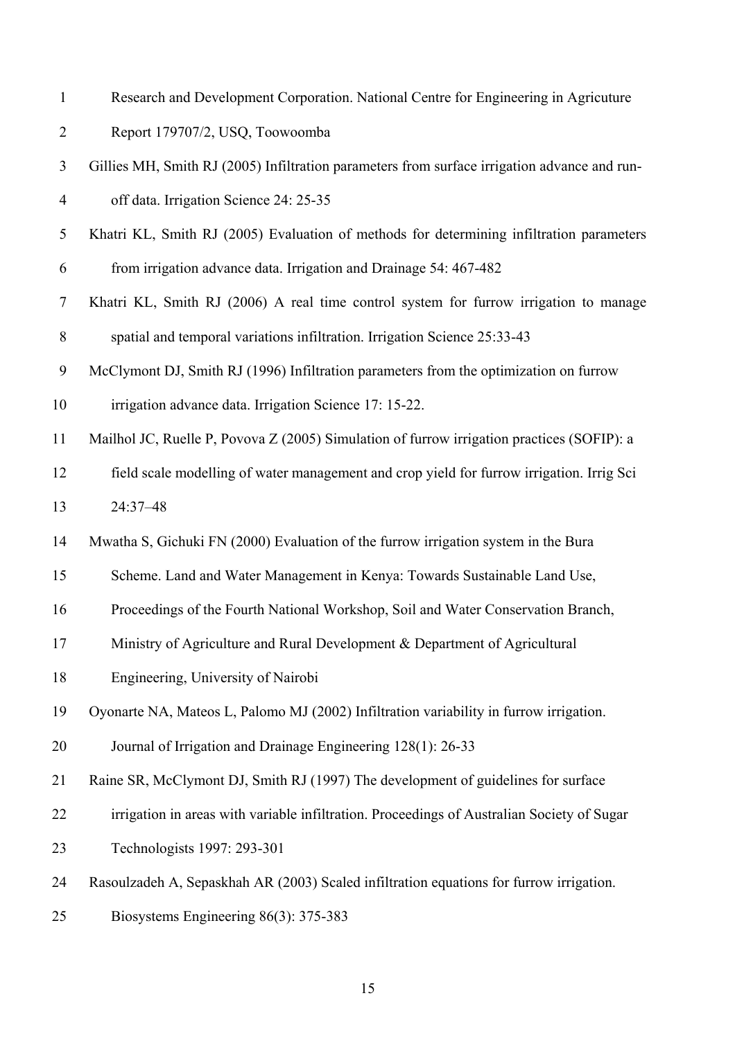Research and Development Corporation. National Centre for Engineering in Agricuture Report 179707/2, USQ, Toowoomba

Gillies MH, Smith RJ (2005) Infiltration parameters from surface irrigation advance and run-off data. Irrigation Science 24: 25-35

Khatri KL, Smith RJ (2005) Evaluation of methods for determining infiltration parameters from irrigation advance data. Irrigation and Drainage 54: 467-482

Khatri KL, Smith RJ (2006) A real time control system for furrow irrigation to manage spatial and temporal variations infiltration. Irrigation Science 25:33-43

McClymont DJ, Smith RJ (1996) Infiltration parameters from the optimization on furrow irrigation advance data. Irrigation Science 17: 15-22.

Mailhol JC, Ruelle P, Povova Z (2005) Simulation of furrow irrigation practices (SOFIP): a field scale modelling of water management and crop yield for furrow irrigation. Irrig Sci 24:37–48

Mwatha S, Gichuki FN (2000) Evaluation of the furrow irrigation system in the Bura Scheme. Land and Water Management in Kenya: Towards Sustainable Land Use, Proceedings of the Fourth National Workshop, Soil and Water Conservation Branch, Ministry of Agriculture and Rural Development & Department of Agricultural Engineering, University of Nairobi

Oyonarte NA, Mateos L, Palomo MJ (2002) Infiltration variability in furrow irrigation. Journal of Irrigation and Drainage Engineering 128(1): 26-33

Raine SR, McClymont DJ, Smith RJ (1997) The development of guidelines for surface irrigation in areas with variable infiltration. Proceedings of Australian Society of Sugar Technologists 1997: 293-301

Rasoulzadeh A, Sepaskhah AR (2003) Scaled infiltration equations for furrow irrigation. Biosystems Engineering 86(3): 375-383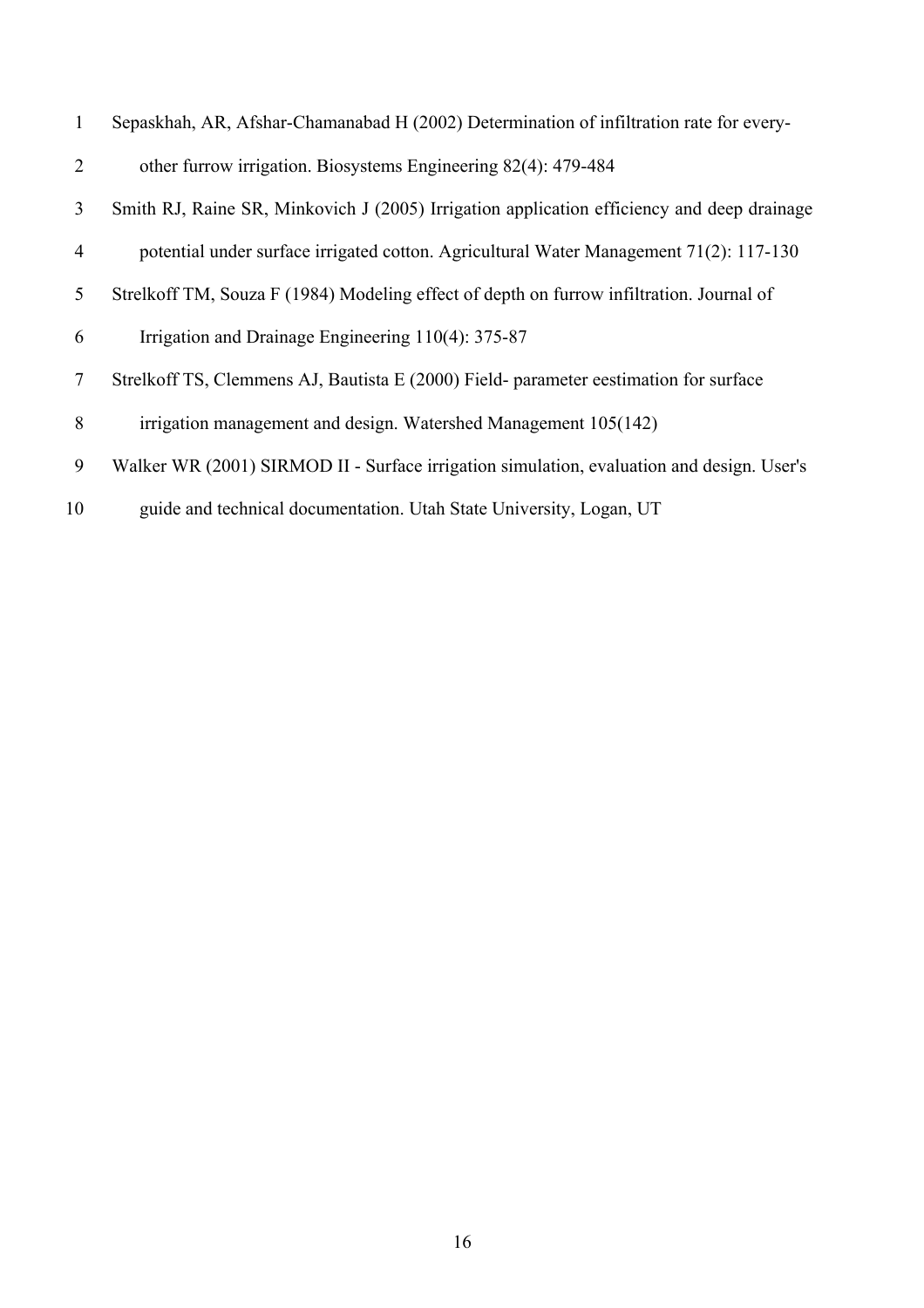Sepaskhah, AR, Afshar-Chamanabad H (2002) Determination of infiltration rate for every-other furrow irrigation. Biosystems Engineering 82(4): 479-484

Smith RJ, Raine SR, Minkovich J (2005) Irrigation application efficiency and deep drainage potential under surface irrigated cotton. Agricultural Water Management 71(2): 117-130

Strelkoff TM, Souza F (1984) Modeling effect of depth on furrow infiltration. Journal of Irrigation and Drainage Engineering 110(4): 375-87

Strelkoff TS, Clemmens AJ, Bautista E (2000) Field- parameter eestimation for surface irrigation management and design. Watershed Management 105(142)

Walker WR (2001) SIRMOD II - Surface irrigation simulation, evaluation and design. User's guide and technical documentation. Utah State University, Logan, UT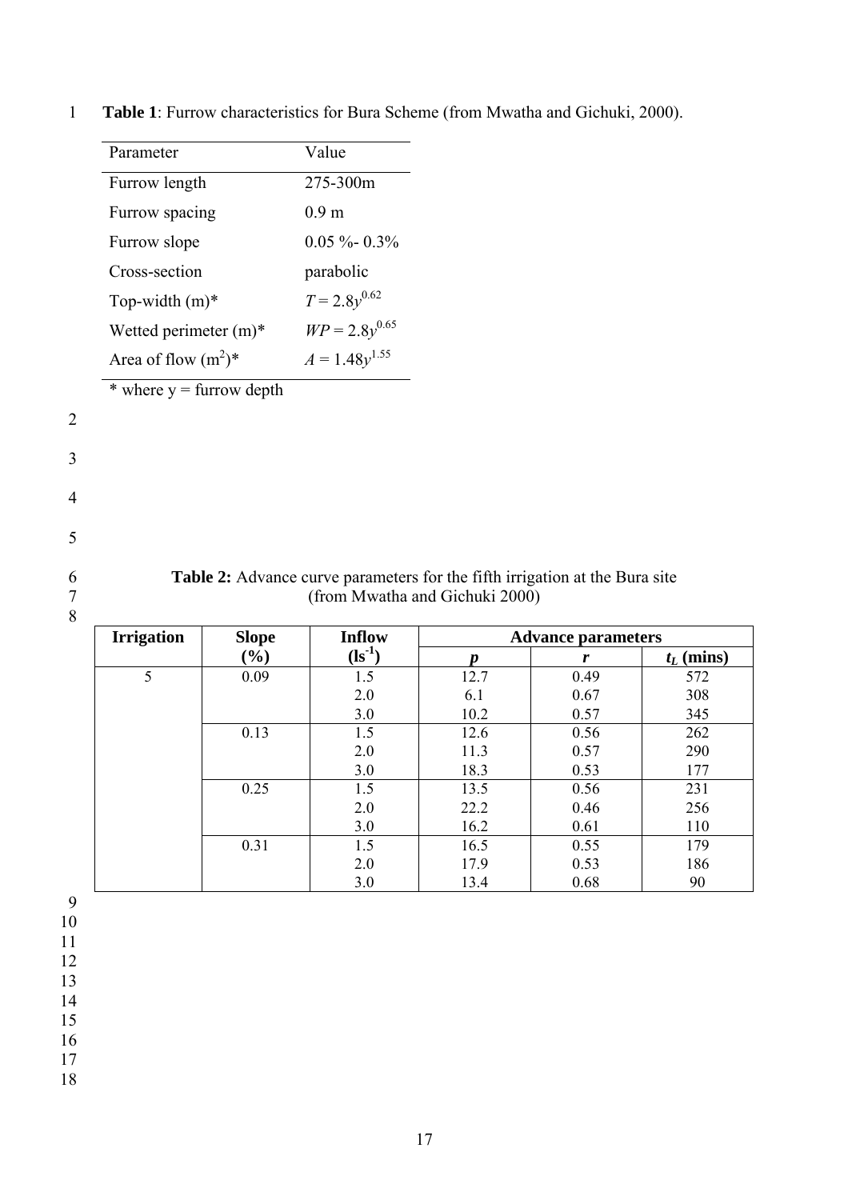**Table 1**: Furrow characteristics for Bura Scheme (from Mwatha and Gichuki, 2000).

| Parameter | Value |
|---|---|
| Furrow length | 275-300m |
| Furrow spacing | 0.9 m |
| Furrow slope | 0.05 %- 0.3% |
| Cross-section | parabolic |
| Top-width (m)* | $T = 2.8y^{0.62}$ |
| Wetted perimeter (m)* | $WP = 2.8y^{0.65}$ |
| Area of flow ($m^2$)* | $A = 1.48y^{1.55}$ |

\* where y = furrow depth

**Table 2:** Advance curve parameters for the fifth irrigation at the Bura site (from Mwatha and Gichuki 2000)

| **Irrigation** | **Slope (%)** | **Inflow ($ls^{-1}$)** | **Advance parameters** | | |
|---|---|---|---|---|---|
| | | | ***p*** | ***r*** | **$t_L$ (mins)** |
| 5 | 0.09 | 1.5 | 12.7 | 0.49 | 572 |
| | | 2.0 | 6.1 | 0.67 | 308 |
| | | 3.0 | 10.2 | 0.57 | 345 |
| | 0.13 | 1.5 | 12.6 | 0.56 | 262 |
| | | 2.0 | 11.3 | 0.57 | 290 |
| | | 3.0 | 18.3 | 0.53 | 177 |
| | 0.25 | 1.5 | 13.5 | 0.56 | 231 |
| | | 2.0 | 22.2 | 0.46 | 256 |
| | | 3.0 | 16.2 | 0.61 | 110 |
| | 0.31 | 1.5 | 16.5 | 0.55 | 179 |
| | | 2.0 | 17.9 | 0.53 | 186 |
| | | 3.0 | 13.4 | 0.68 | 90 |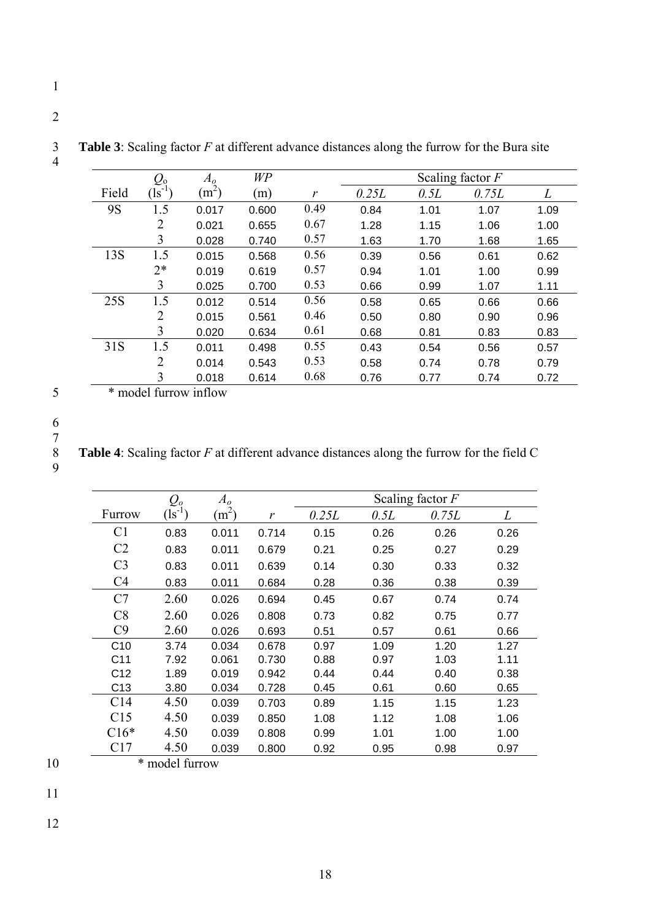**Table 3**: Scaling factor $F$ at different advance distances along the furrow for the Bura site

| Field | $Q_o$ ($ls^{-1}$) | $A_o$ ($m^2$) | $WP$ (m) | $r$ | Scaling factor $F$ | | | |
|---|---|---|---|---|---|---|---|---|
| | | | | | *0.25L* | *0.5L* | *0.75L* | *L* |
| 9S | 1.5 | 0.017 | 0.600 | 0.49 | 0.84 | 1.01 | 1.07 | 1.09 |
| | 2 | 0.021 | 0.655 | 0.67 | 1.28 | 1.15 | 1.06 | 1.00 |
| | 3 | 0.028 | 0.740 | 0.57 | 1.63 | 1.70 | 1.68 | 1.65 |
| 13S | 1.5 | 0.015 | 0.568 | 0.56 | 0.39 | 0.56 | 0.61 | 0.62 |
| | 2* | 0.019 | 0.619 | 0.57 | 0.94 | 1.01 | 1.00 | 0.99 |
| | 3 | 0.025 | 0.700 | 0.53 | 0.66 | 0.99 | 1.07 | 1.11 |
| 25S | 1.5 | 0.012 | 0.514 | 0.56 | 0.58 | 0.65 | 0.66 | 0.66 |
| | 2 | 0.015 | 0.561 | 0.46 | 0.50 | 0.80 | 0.90 | 0.96 |
| | 3 | 0.020 | 0.634 | 0.61 | 0.68 | 0.81 | 0.83 | 0.83 |
| 31S | 1.5 | 0.011 | 0.498 | 0.55 | 0.43 | 0.54 | 0.56 | 0.57 |
| | 2 | 0.014 | 0.543 | 0.53 | 0.58 | 0.74 | 0.78 | 0.79 |
| | 3 | 0.018 | 0.614 | 0.68 | 0.76 | 0.77 | 0.74 | 0.72 |

\* model furrow inflow

**Table 4**: Scaling factor $F$ at different advance distances along the furrow for the field C

| Furrow | $Q_o$ ($ls^{-1}$) | $A_o$ ($m^2$) | $r$ | Scaling factor $F$ | | | |
|---|---|---|---|---|---|---|---|
| | | | | *0.25L* | *0.5L* | *0.75L* | *L* |
| C1 | 0.83 | 0.011 | 0.714 | 0.15 | 0.26 | 0.26 | 0.26 |
| C2 | 0.83 | 0.011 | 0.679 | 0.21 | 0.25 | 0.27 | 0.29 |
| C3 | 0.83 | 0.011 | 0.639 | 0.14 | 0.30 | 0.33 | 0.32 |
| C4 | 0.83 | 0.011 | 0.684 | 0.28 | 0.36 | 0.38 | 0.39 |
| C7 | 2.60 | 0.026 | 0.694 | 0.45 | 0.67 | 0.74 | 0.74 |
| C8 | 2.60 | 0.026 | 0.808 | 0.73 | 0.82 | 0.75 | 0.77 |
| C9 | 2.60 | 0.026 | 0.693 | 0.51 | 0.57 | 0.61 | 0.66 |
| C10 | 3.74 | 0.034 | 0.678 | 0.97 | 1.09 | 1.20 | 1.27 |
| C11 | 7.92 | 0.061 | 0.730 | 0.88 | 0.97 | 1.03 | 1.11 |
| C12 | 1.89 | 0.019 | 0.942 | 0.44 | 0.44 | 0.40 | 0.38 |
| C13 | 3.80 | 0.034 | 0.728 | 0.45 | 0.61 | 0.60 | 0.65 |
| C14 | 4.50 | 0.039 | 0.703 | 0.89 | 1.15 | 1.15 | 1.23 |
| C15 | 4.50 | 0.039 | 0.850 | 1.08 | 1.12 | 1.08 | 1.06 |
| C16* | 4.50 | 0.039 | 0.808 | 0.99 | 1.01 | 1.00 | 1.00 |
| C17 | 4.50 | 0.039 | 0.800 | 0.92 | 0.95 | 0.98 | 0.97 |

\* model furrow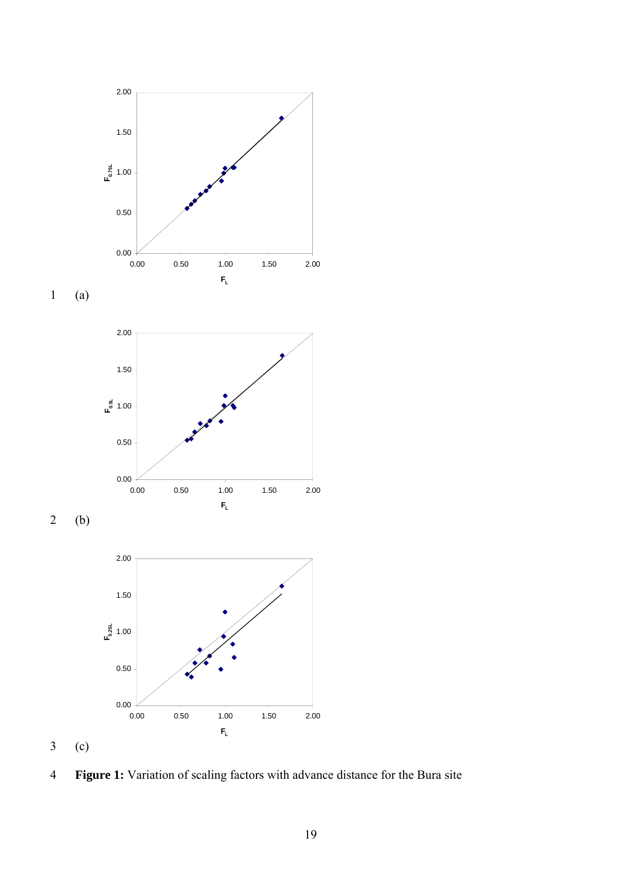(a)

(b)

(c)

**Figure 1:** Variation of scaling factors with advance distance for the Bura site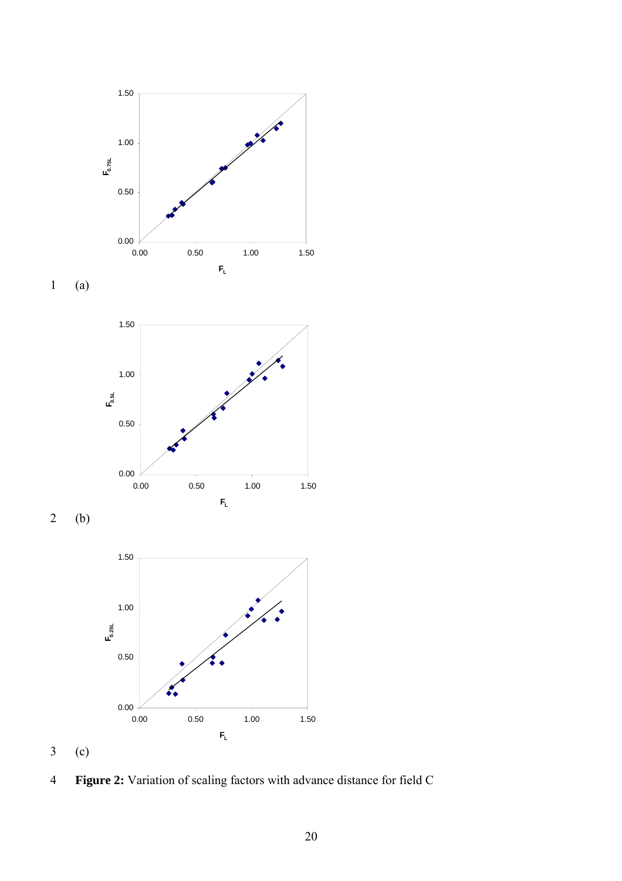(a)

(b)

(c)

**Figure 2:** Variation of scaling factors with advance distance for field C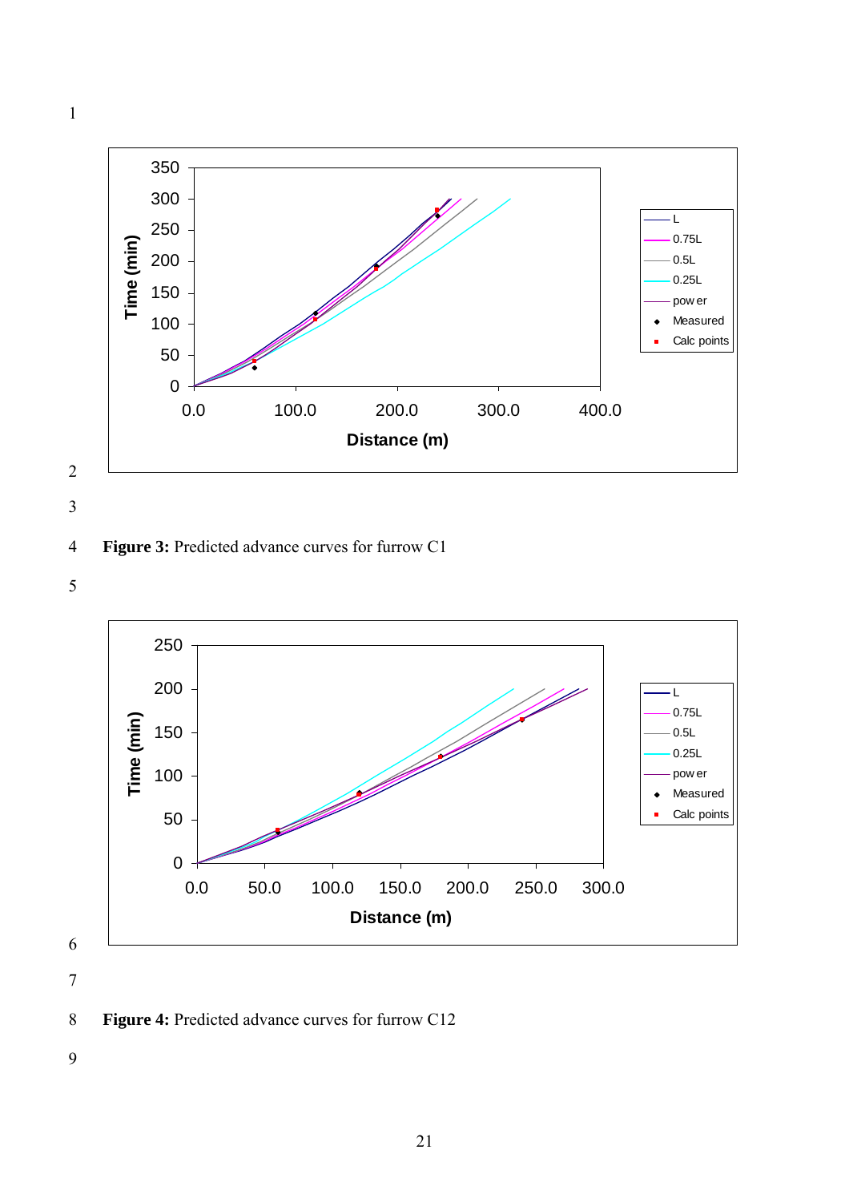**Figure 3:** Predicted advance curves for furrow C1

**Figure 4:** Predicted advance curves for furrow C12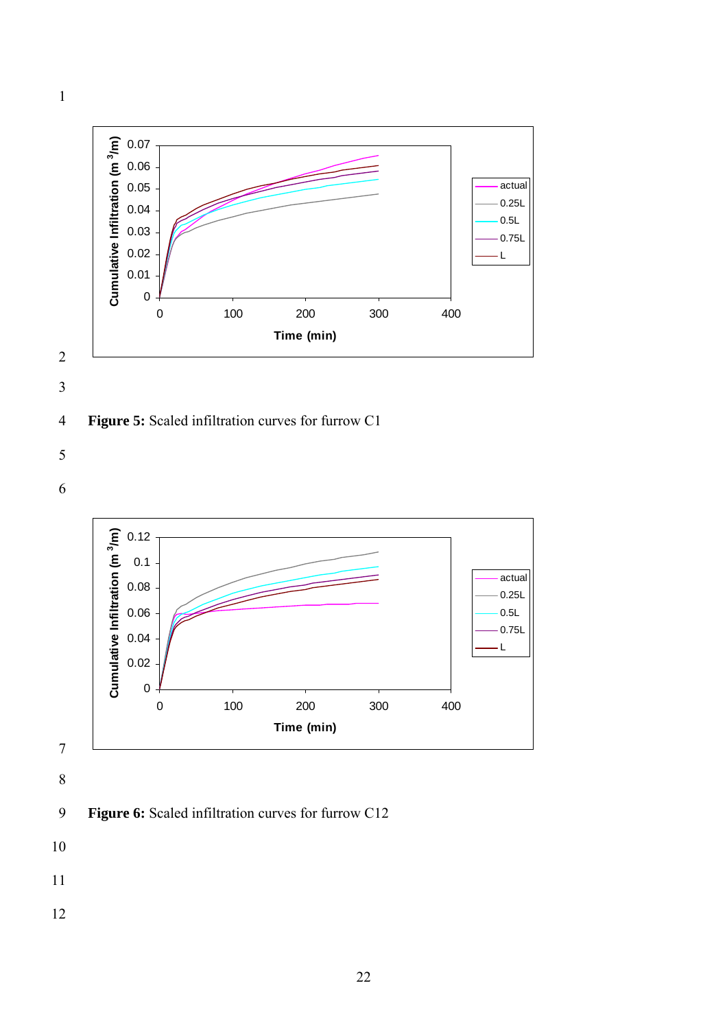**Figure 5:** Scaled infiltration curves for furrow C1

**Figure 6:** Scaled infiltration curves for furrow C12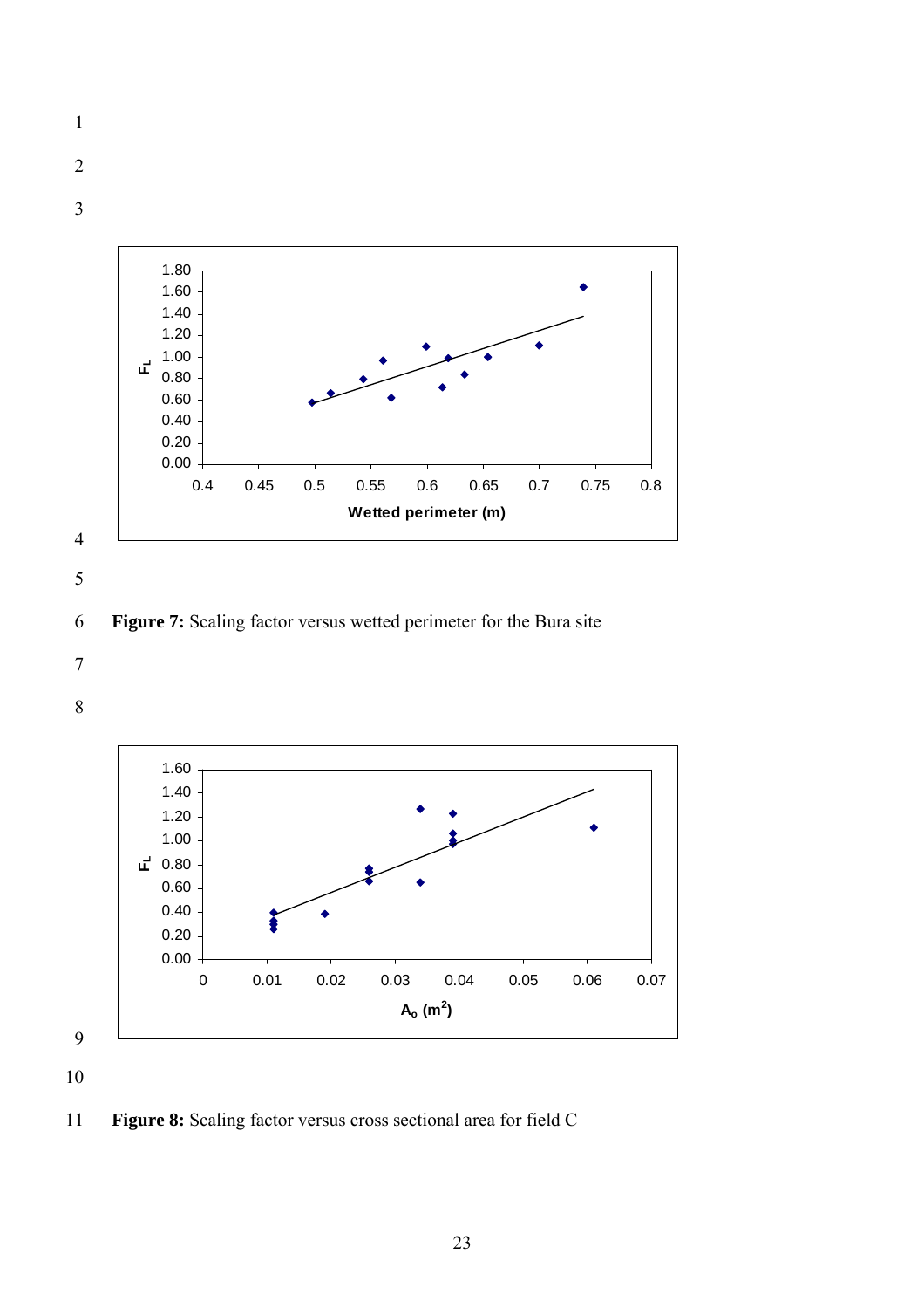1.80
1.60
1.40
1.20
1.00
0.80
0.60
0.40
0.20
0.00

$F_L$

0.4 0.45 0.5 0.55 0.6 0.65 0.7 0.75 0.8

Wetted perimeter (m)

**Figure 7:** Scaling factor versus wetted perimeter for the Bura site

1.60
1.40
1.20
1.00
0.80
0.60
0.40
0.20
0.00

$F_L$

0 0.01 0.02 0.03 0.04 0.05 0.06 0.07

$A_o$ ($m^2$)

**Figure 8:** Scaling factor versus cross sectional area for field C